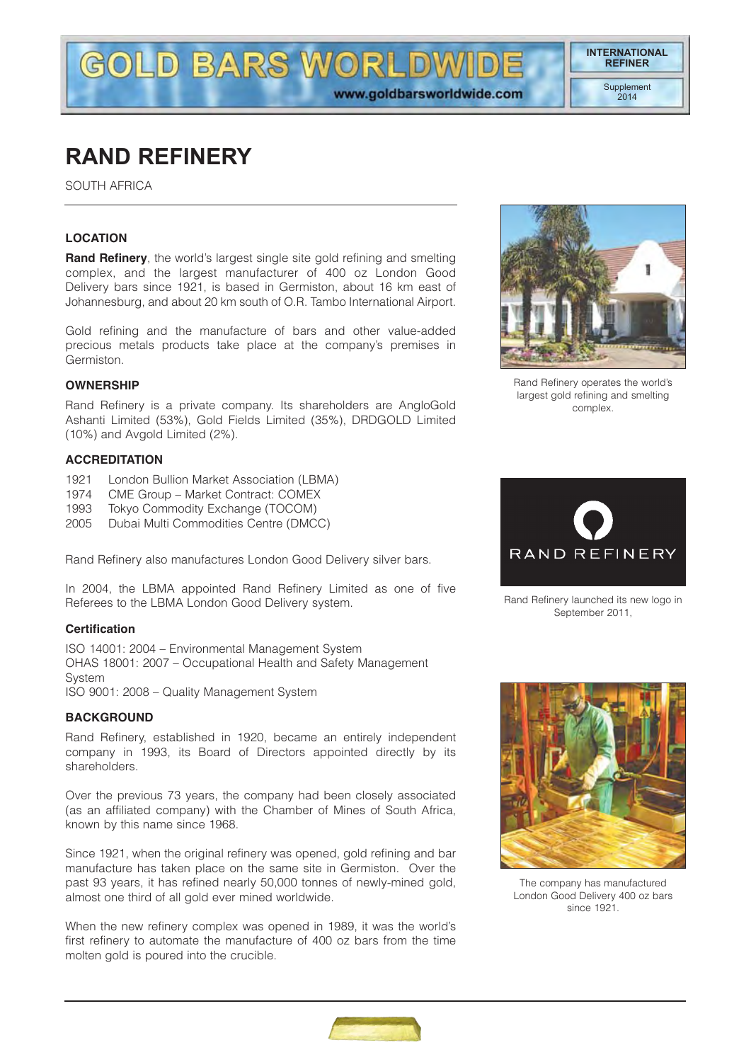# RAND REFINERY

SOUTH AFRICA

## LOCATION

**Rand Refinery**, the world's largest single site gold refining and smelting complex, and the largest manufacturer of 400 oz London Good Delivery bars since 1921, is based in Germiston, about 16 km east of Johannesburg, and about 20 km south of O.R. Tambo International Airport.

Gold refining and the manufacture of bars and other value-added precious metals products take place at the company's premises in Germiston.

## OWNERSHIP

Rand Refinery is a private company. Its shareholders are AngloGold Ashanti Limited (53%), Gold Fields Limited (35%), DRDGOLD Limited (10%) and Avgold Limited (2%).

## ACCREDITATION

1921 London Bullion Market Association (LBMA)
1974 CME Group – Market Contract: COMEX
1993 Tokyo Commodity Exchange (TOCOM)
2005 Dubai Multi Commodities Centre (DMCC)

Rand Refinery also manufactures London Good Delivery silver bars.

In 2004, the LBMA appointed Rand Refinery Limited as one of five Referees to the LBMA London Good Delivery system.

### Certification

ISO 14001: 2004 – Environmental Management System
OHAS 18001: 2007 – Occupational Health and Safety Management System
ISO 9001: 2008 – Quality Management System

## BACKGROUND

Rand Refinery, established in 1920, became an entirely independent company in 1993, its Board of Directors appointed directly by its shareholders.

Over the previous 73 years, the company had been closely associated (as an affiliated company) with the Chamber of Mines of South Africa, known by this name since 1968.

Since 1921, when the original refinery was opened, gold refining and bar manufacture has taken place on the same site in Germiston. Over the past 93 years, it has refined nearly 50,000 tonnes of newly-mined gold, almost one third of all gold ever mined worldwide.

When the new refinery complex was opened in 1989, it was the world's first refinery to automate the manufacture of 400 oz bars from the time molten gold is poured into the crucible.

Rand Refinery operates the world's largest gold refining and smelting complex.

Rand Refinery launched its new logo in September 2011,

The company has manufactured London Good Delivery 400 oz bars since 1921.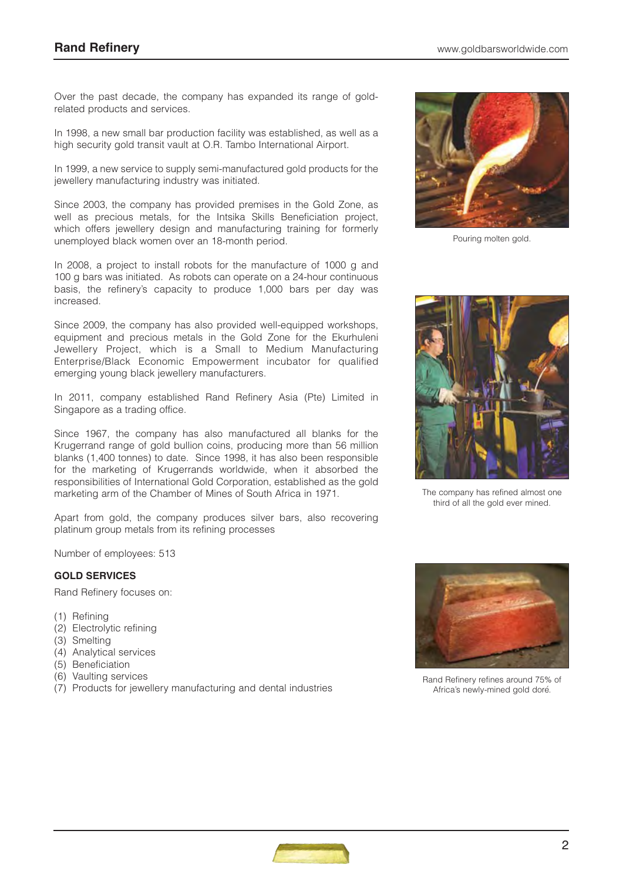Over the past decade, the company has expanded its range of gold-related products and services.

In 1998, a new small bar production facility was established, as well as a high security gold transit vault at O.R. Tambo International Airport.

In 1999, a new service to supply semi-manufactured gold products for the jewellery manufacturing industry was initiated.

Since 2003, the company has provided premises in the Gold Zone, as well as precious metals, for the Intsika Skills Beneficiation project, which offers jewellery design and manufacturing training for formerly unemployed black women over an 18-month period.

In 2008, a project to install robots for the manufacture of 1000 g and 100 g bars was initiated. As robots can operate on a 24-hour continuous basis, the refinery's capacity to produce 1,000 bars per day was increased.

Since 2009, the company has also provided well-equipped workshops, equipment and precious metals in the Gold Zone for the Ekurhuleni Jewellery Project, which is a Small to Medium Manufacturing Enterprise/Black Economic Empowerment incubator for qualified emerging young black jewellery manufacturers.

In 2011, company established Rand Refinery Asia (Pte) Limited in Singapore as a trading office.

Since 1967, the company has also manufactured all blanks for the Krugerrand range of gold bullion coins, producing more than 56 million blanks (1,400 tonnes) to date. Since 1998, it has also been responsible for the marketing of Krugerrands worldwide, when it absorbed the responsibilities of International Gold Corporation, established as the gold marketing arm of the Chamber of Mines of South Africa in 1971.

Apart from gold, the company produces silver bars, also recovering platinum group metals from its refining processes

Number of employees: 513

### GOLD SERVICES

Rand Refinery focuses on:

(1) Refining
(2) Electrolytic refining
(3) Smelting
(4) Analytical services
(5) Beneficiation
(6) Vaulting services
(7) Products for jewellery manufacturing and dental industries

Pouring molten gold.

The company has refined almost one third of all the gold ever mined.

Rand Refinery refines around 75% of Africa's newly-mined gold doré.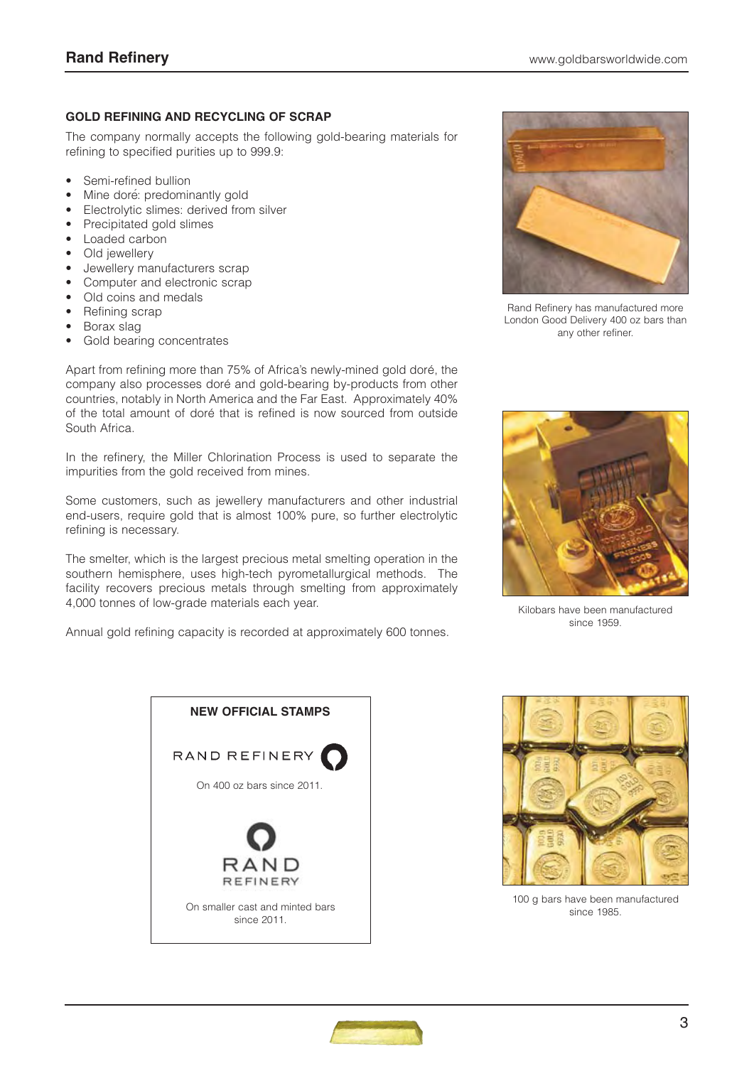## GOLD REFINING AND RECYCLING OF SCRAP

The company normally accepts the following gold-bearing materials for refining to specified purities up to 999.9:

- Semi-refined bullion
- Mine doré: predominantly gold
- Electrolytic slimes: derived from silver
- Precipitated gold slimes
- Loaded carbon
- Old jewellery
- Jewellery manufacturers scrap
- Computer and electronic scrap
- Old coins and medals
- Refining scrap
- Borax slag
- Gold bearing concentrates

Apart from refining more than 75% of Africa's newly-mined gold doré, the company also processes doré and gold-bearing by-products from other countries, notably in North America and the Far East. Approximately 40% of the total amount of doré that is refined is now sourced from outside South Africa.

In the refinery, the Miller Chlorination Process is used to separate the impurities from the gold received from mines.

Some customers, such as jewellery manufacturers and other industrial end-users, require gold that is almost 100% pure, so further electrolytic refining is necessary.

The smelter, which is the largest precious metal smelting operation in the southern hemisphere, uses high-tech pyrometallurgical methods. The facility recovers precious metals through smelting from approximately 4,000 tonnes of low-grade materials each year.

Annual gold refining capacity is recorded at approximately 600 tonnes.

Rand Refinery has manufactured more London Good Delivery 400 oz bars than any other refiner.

Kilobars have been manufactured since 1959.

**NEW OFFICIAL STAMPS**

RAND REFINERY

On 400 oz bars since 2011.

RAND REFINERY

On smaller cast and minted bars since 2011.

100 g bars have been manufactured since 1985.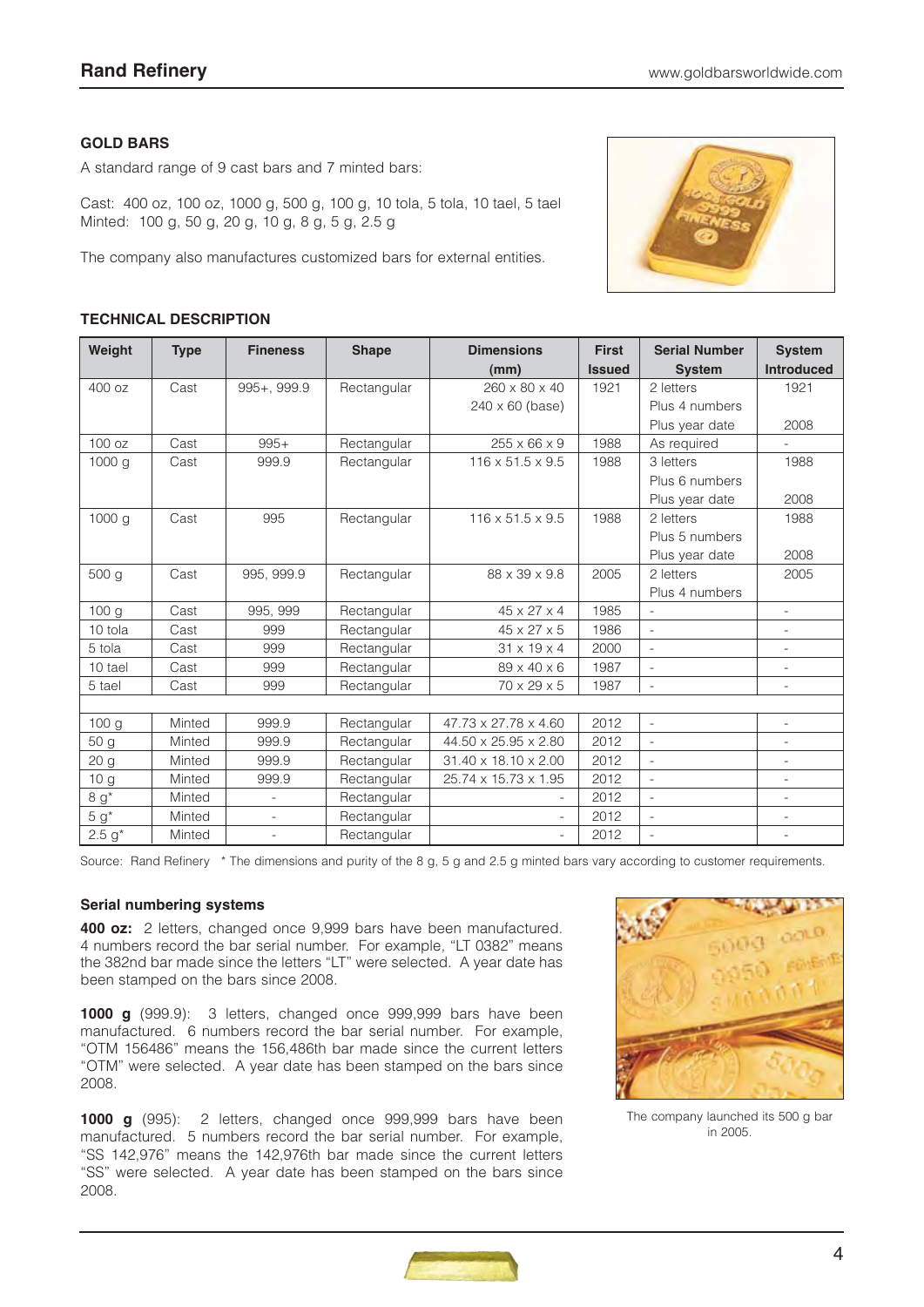## Rand Refinery

### GOLD BARS

A standard range of 9 cast bars and 7 minted bars:

Cast: 400 oz, 100 oz, 1000 g, 500 g, 100 g, 10 tola, 5 tola, 10 tael, 5 tael
Minted: 100 g, 50 g, 20 g, 10 g, 8 g, 5 g, 2.5 g

The company also manufactures customized bars for external entities.

### TECHNICAL DESCRIPTION

| Weight | Type | Fineness | Shape | Dimensions (mm) | First Issued | Serial Number System | System Introduced |
|---|---|---|---|---|---|---|---|
| 400 oz | Cast | 995+, 999.9 | Rectangular | 260 x 80 x 40<br>240 x 60 (base) | 1921 | 2 letters<br>Plus 4 numbers<br>Plus year date | 1921<br><br>2008 |
| 100 oz | Cast | 995+ | Rectangular | 255 x 66 x 9 | 1988 | As required | - |
| 1000 g | Cast | 999.9 | Rectangular | 116 x 51.5 x 9.5 | 1988 | 3 letters<br>Plus 6 numbers<br>Plus year date | 1988<br><br>2008 |
| 1000 g | Cast | 995 | Rectangular | 116 x 51.5 x 9.5 | 1988 | 2 letters<br>Plus 5 numbers<br>Plus year date | 1988<br><br>2008 |
| 500 g | Cast | 995, 999.9 | Rectangular | 88 x 39 x 9.8 | 2005 | 2 letters<br>Plus 4 numbers | 2005 |
| 100 g | Cast | 995, 999 | Rectangular | 45 x 27 x 4 | 1985 | - | - |
| 10 tola | Cast | 999 | Rectangular | 45 x 27 x 5 | 1986 | - | - |
| 5 tola | Cast | 999 | Rectangular | 31 x 19 x 4 | 2000 | - | - |
| 10 tael | Cast | 999 | Rectangular | 89 x 40 x 6 | 1987 | - | - |
| 5 tael | Cast | 999 | Rectangular | 70 x 29 x 5 | 1987 | - | - |
| | | | | | | | |
| 100 g | Minted | 999.9 | Rectangular | 47.73 x 27.78 x 4.60 | 2012 | - | - |
| 50 g | Minted | 999.9 | Rectangular | 44.50 x 25.95 x 2.80 | 2012 | - | - |
| 20 g | Minted | 999.9 | Rectangular | 31.40 x 18.10 x 2.00 | 2012 | - | - |
| 10 g | Minted | 999.9 | Rectangular | 25.74 x 15.73 x 1.95 | 2012 | - | - |
| 8 g* | Minted | - | Rectangular | - | 2012 | - | - |
| 5 g* | Minted | - | Rectangular | - | 2012 | - | - |
| 2.5 g* | Minted | - | Rectangular | - | 2012 | - | - |

Source: Rand Refinery * The dimensions and purity of the 8 g, 5 g and 2.5 g minted bars vary according to customer requirements.

### Serial numbering systems

**400 oz:** 2 letters, changed once 9,999 bars have been manufactured. 4 numbers record the bar serial number. For example, "LT 0382" means the 382nd bar made since the letters "LT" were selected. A year date has been stamped on the bars since 2008.

**1000 g** (999.9): 3 letters, changed once 999,999 bars have been manufactured. 6 numbers record the bar serial number. For example, "OTM 156486" means the 156,486th bar made since the current letters "OTM" were selected. A year date has been stamped on the bars since 2008.

**1000 g** (995): 2 letters, changed once 999,999 bars have been manufactured. 5 numbers record the bar serial number. For example, "SS 142,976" means the 142,976th bar made since the current letters "SS" were selected. A year date has been stamped on the bars since 2008.

The company launched its 500 g bar in 2005.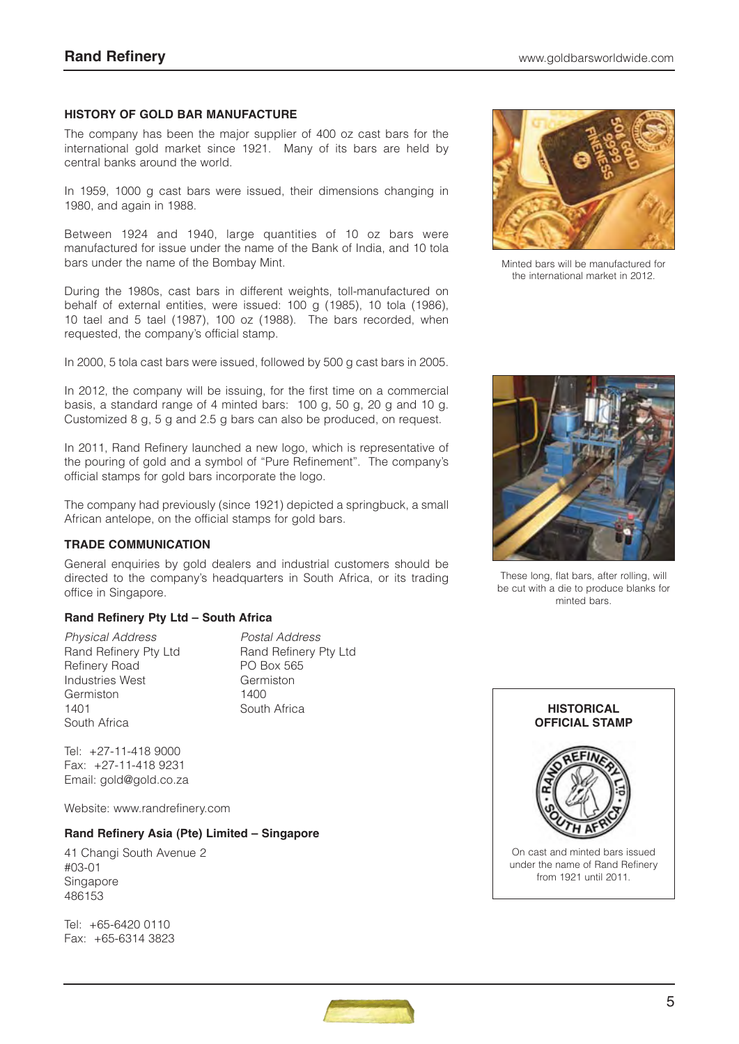## HISTORY OF GOLD BAR MANUFACTURE

The company has been the major supplier of 400 oz cast bars for the international gold market since 1921. Many of its bars are held by central banks around the world.

In 1959, 1000 g cast bars were issued, their dimensions changing in 1980, and again in 1988.

Between 1924 and 1940, large quantities of 10 oz bars were manufactured for issue under the name of the Bank of India, and 10 tola bars under the name of the Bombay Mint.

During the 1980s, cast bars in different weights, toll-manufactured on behalf of external entities, were issued: 100 g (1985), 10 tola (1986), 10 tael and 5 tael (1987), 100 oz (1988). The bars recorded, when requested, the company's official stamp.

In 2000, 5 tola cast bars were issued, followed by 500 g cast bars in 2005.

In 2012, the company will be issuing, for the first time on a commercial basis, a standard range of 4 minted bars: 100 g, 50 g, 20 g and 10 g. Customized 8 g, 5 g and 2.5 g bars can also be produced, on request.

In 2011, Rand Refinery launched a new logo, which is representative of the pouring of gold and a symbol of "Pure Refinement". The company's official stamps for gold bars incorporate the logo.

The company had previously (since 1921) depicted a springbuck, a small African antelope, on the official stamps for gold bars.

Minted bars will be manufactured for the international market in 2012.

These long, flat bars, after rolling, will be cut with a die to produce blanks for minted bars.

**HISTORICAL OFFICIAL STAMP**

On cast and minted bars issued under the name of Rand Refinery from 1921 until 2011.

## TRADE COMMUNICATION

General enquiries by gold dealers and industrial customers should be directed to the company's headquarters in South Africa, or its trading office in Singapore.

### Rand Refinery Pty Ltd – South Africa

*Physical Address*
Rand Refinery Pty Ltd
Refinery Road
Industries West
Germiston
1401
South Africa

*Postal Address*
Rand Refinery Pty Ltd
PO Box 565
Germiston
1400
South Africa

Tel: +27-11-418 9000
Fax: +27-11-418 9231
Email: gold@gold.co.za

Website: www.randrefinery.com

### Rand Refinery Asia (Pte) Limited – Singapore

41 Changi South Avenue 2
#03-01
Singapore
486153

Tel: +65-6420 0110
Fax: +65-6314 3823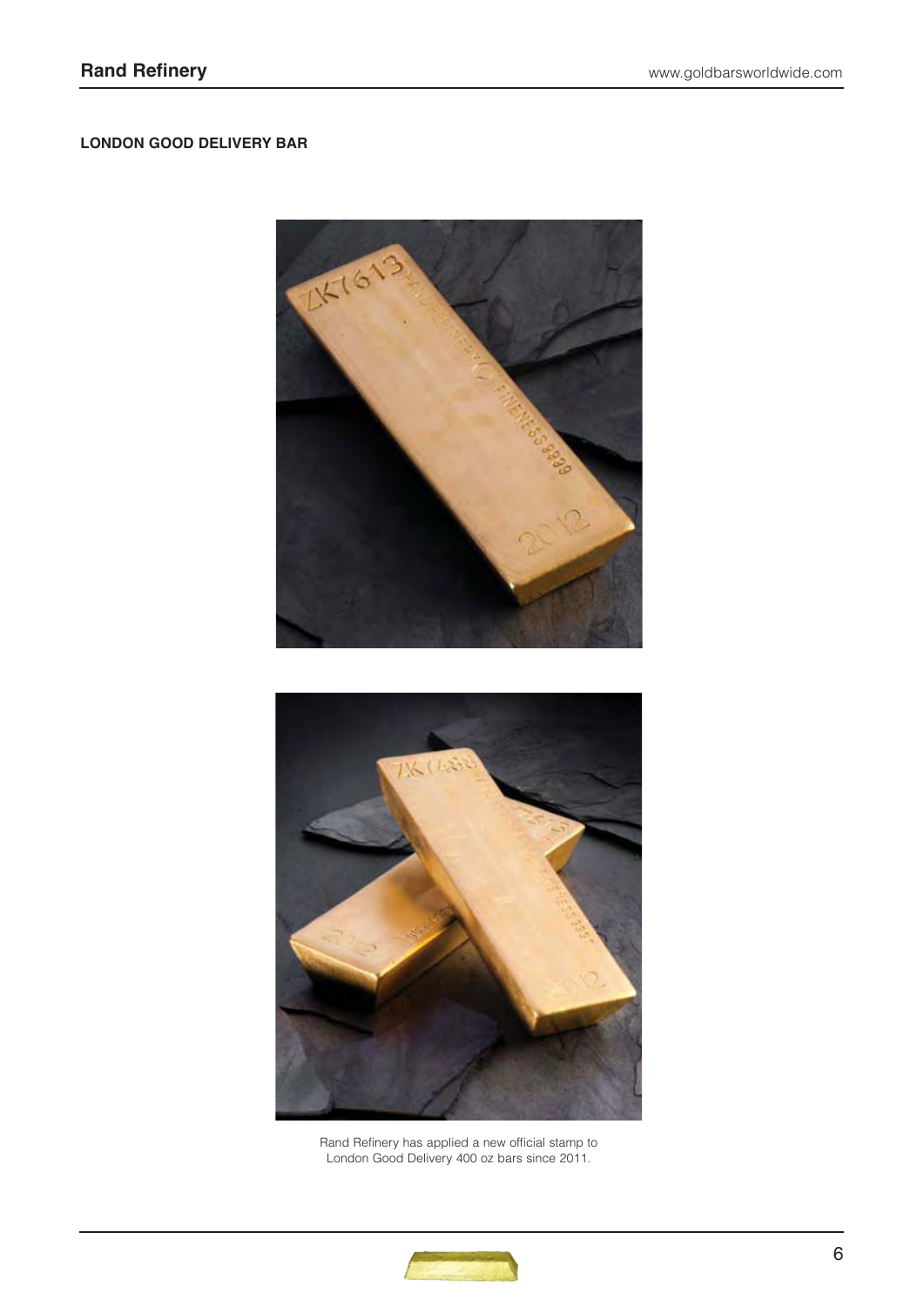## LONDON GOOD DELIVERY BAR

Rand Refinery has applied a new official stamp to London Good Delivery 400 oz bars since 2011.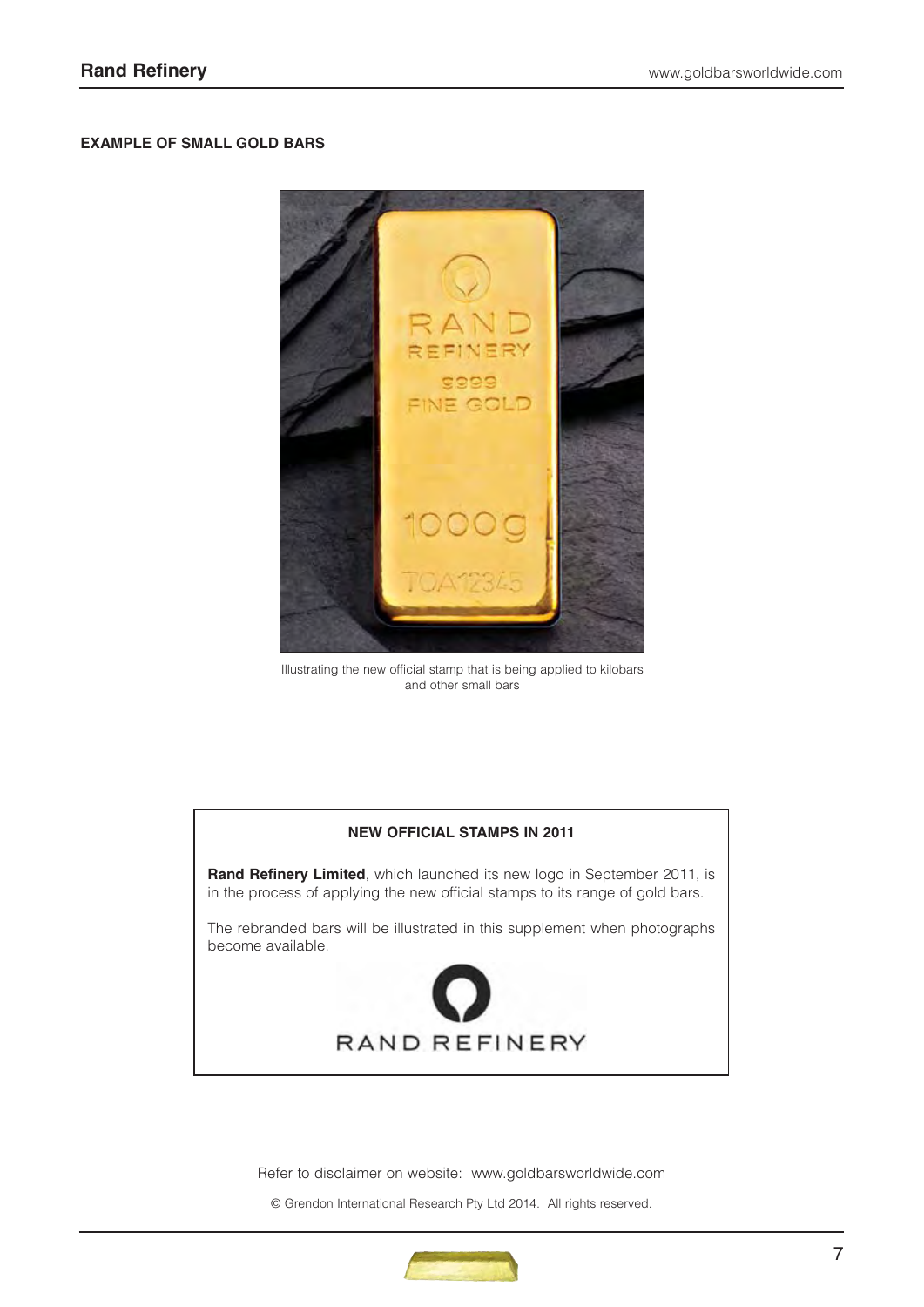### EXAMPLE OF SMALL GOLD BARS

Illustrating the new official stamp that is being applied to kilobars and other small bars

#### NEW OFFICIAL STAMPS IN 2011

**Rand Refinery Limited**, which launched its new logo in September 2011, is in the process of applying the new official stamps to its range of gold bars.

The rebranded bars will be illustrated in this supplement when photographs become available.

RAND REFINERY

Refer to disclaimer on website: www.goldbarsworldwide.com

© Grendon International Research Pty Ltd 2014. All rights reserved.